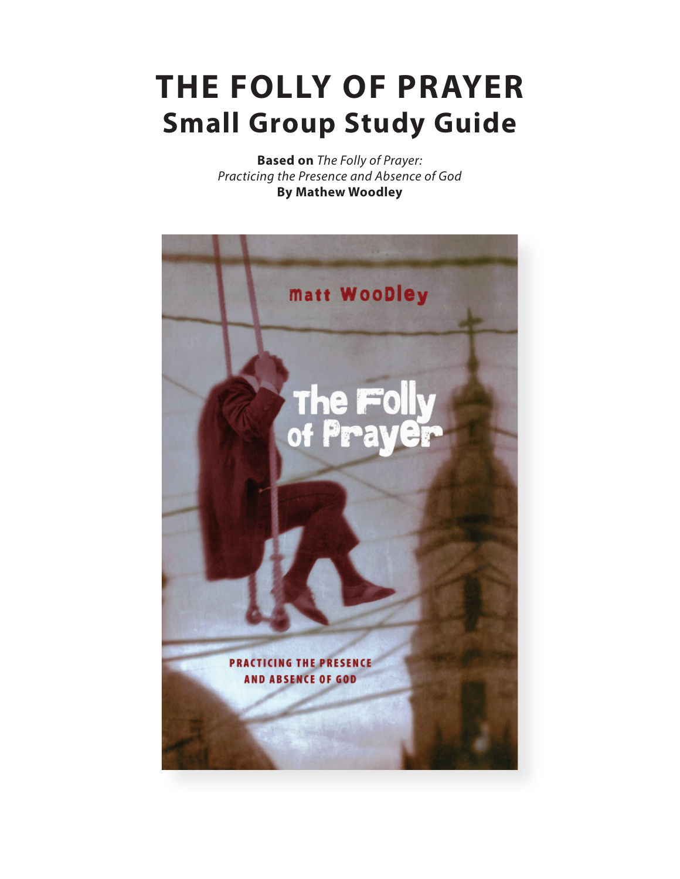# THE FOLLY OF PRAYER

## Small Group Study Guide

**Based on** *The Folly of Prayer: Practicing the Presence and Absence of God*
**By Mathew Woodley**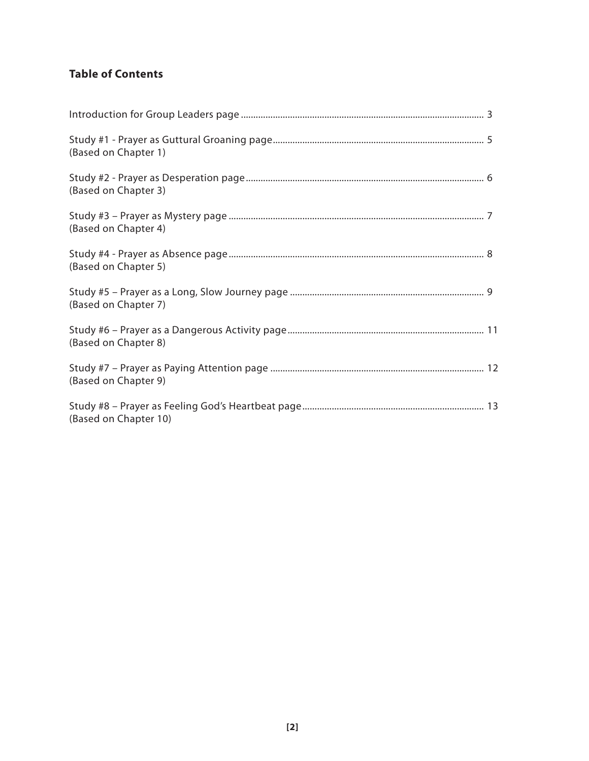## Table of Contents

Introduction for Group Leaders page ........................................ 3

Study #1 - Prayer as Guttural Groaning page ........................................ 5
(Based on Chapter 1)

Study #2 - Prayer as Desperation page ........................................ 6
(Based on Chapter 3)

Study #3 – Prayer as Mystery page ........................................ 7
(Based on Chapter 4)

Study #4 - Prayer as Absence page ........................................ 8
(Based on Chapter 5)

Study #5 – Prayer as a Long, Slow Journey page ........................................ 9
(Based on Chapter 7)

Study #6 – Prayer as a Dangerous Activity page ........................................ 11
(Based on Chapter 8)

Study #7 – Prayer as Paying Attention page ........................................ 12
(Based on Chapter 9)

Study #8 – Prayer as Feeling God's Heartbeat page ........................................ 13
(Based on Chapter 10)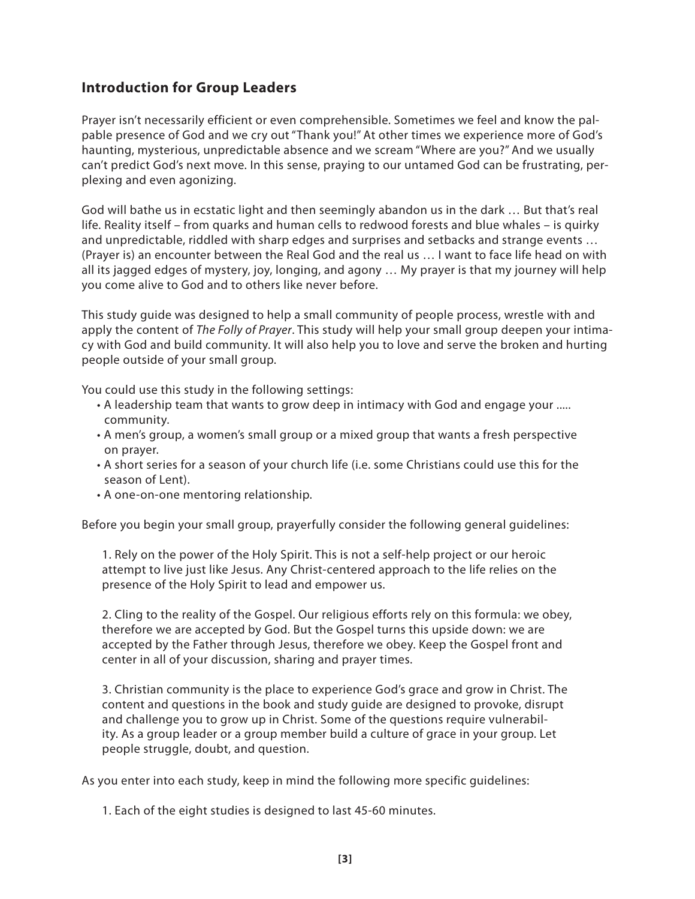## Introduction for Group Leaders

Prayer isn't necessarily efficient or even comprehensible. Sometimes we feel and know the palpable presence of God and we cry out "Thank you!" At other times we experience more of God's haunting, mysterious, unpredictable absence and we scream "Where are you?" And we usually can't predict God's next move. In this sense, praying to our untamed God can be frustrating, perplexing and even agonizing.

God will bathe us in ecstatic light and then seemingly abandon us in the dark … But that's real life. Reality itself – from quarks and human cells to redwood forests and blue whales – is quirky and unpredictable, riddled with sharp edges and surprises and setbacks and strange events … (Prayer is) an encounter between the Real God and the real us … I want to face life head on with all its jagged edges of mystery, joy, longing, and agony … My prayer is that my journey will help you come alive to God and to others like never before.

This study guide was designed to help a small community of people process, wrestle with and apply the content of *The Folly of Prayer*. This study will help your small group deepen your intimacy with God and build community. It will also help you to love and serve the broken and hurting people outside of your small group.

You could use this study in the following settings:

- A leadership team that wants to grow deep in intimacy with God and engage your ..... community.
- A men's group, a women's small group or a mixed group that wants a fresh perspective on prayer.
- A short series for a season of your church life (i.e. some Christians could use this for the season of Lent).
- A one-on-one mentoring relationship.

Before you begin your small group, prayerfully consider the following general guidelines:

1. Rely on the power of the Holy Spirit. This is not a self-help project or our heroic attempt to live just like Jesus. Any Christ-centered approach to the life relies on the presence of the Holy Spirit to lead and empower us.

2. Cling to the reality of the Gospel. Our religious efforts rely on this formula: we obey, therefore we are accepted by God. But the Gospel turns this upside down: we are accepted by the Father through Jesus, therefore we obey. Keep the Gospel front and center in all of your discussion, sharing and prayer times.

3. Christian community is the place to experience God's grace and grow in Christ. The content and questions in the book and study guide are designed to provoke, disrupt and challenge you to grow up in Christ. Some of the questions require vulnerability. As a group leader or a group member build a culture of grace in your group. Let people struggle, doubt, and question.

As you enter into each study, keep in mind the following more specific guidelines:

1. Each of the eight studies is designed to last 45-60 minutes.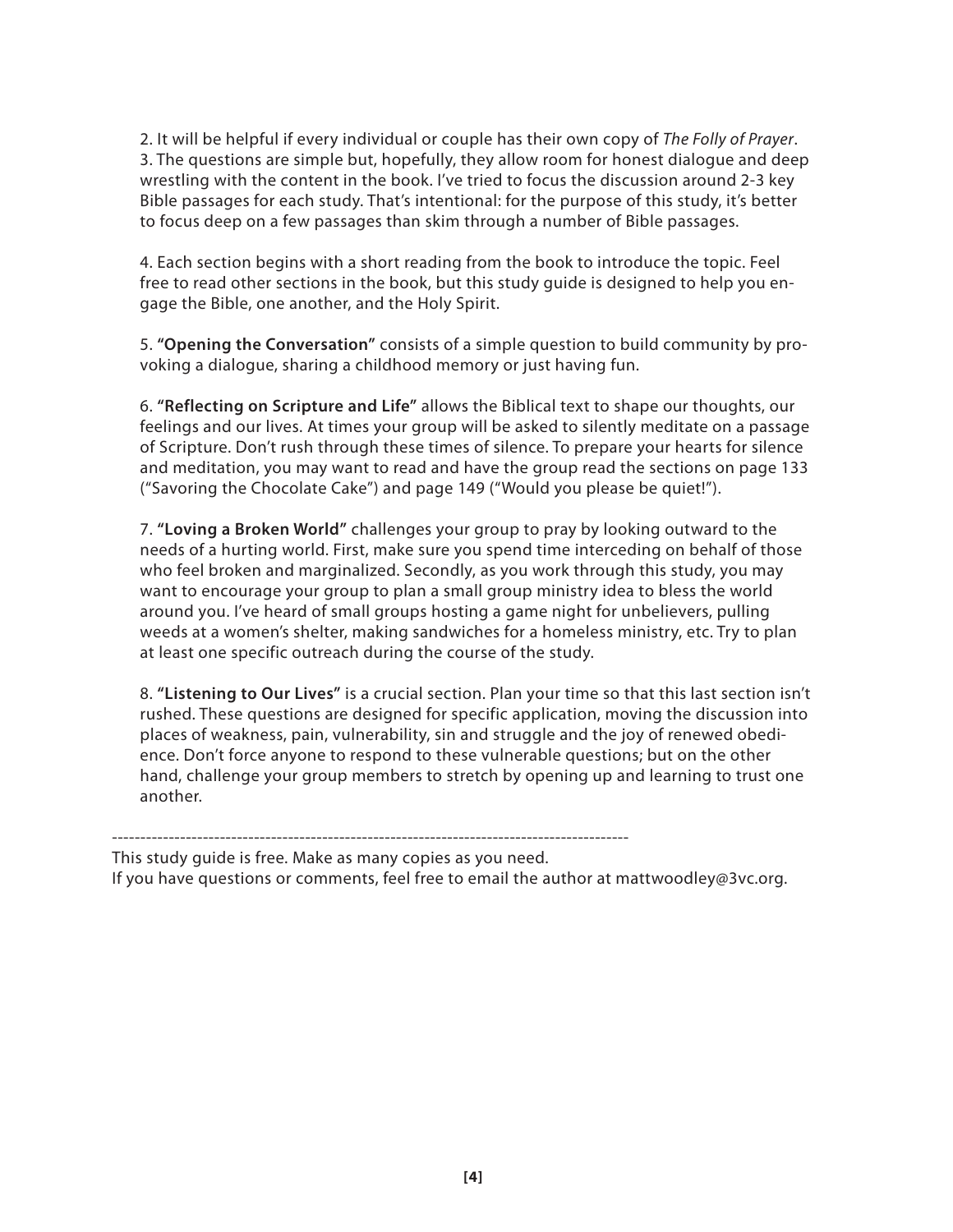2. It will be helpful if every individual or couple has their own copy of *The Folly of Prayer*.
3. The questions are simple but, hopefully, they allow room for honest dialogue and deep wrestling with the content in the book. I've tried to focus the discussion around 2-3 key Bible passages for each study. That's intentional: for the purpose of this study, it's better to focus deep on a few passages than skim through a number of Bible passages.

4. Each section begins with a short reading from the book to introduce the topic. Feel free to read other sections in the book, but this study guide is designed to help you engage the Bible, one another, and the Holy Spirit.

5. **"Opening the Conversation"** consists of a simple question to build community by provoking a dialogue, sharing a childhood memory or just having fun.

6. **"Reflecting on Scripture and Life"** allows the Biblical text to shape our thoughts, our feelings and our lives. At times your group will be asked to silently meditate on a passage of Scripture. Don't rush through these times of silence. To prepare your hearts for silence and meditation, you may want to read and have the group read the sections on page 133 ("Savoring the Chocolate Cake") and page 149 ("Would you please be quiet!").

7. **"Loving a Broken World"** challenges your group to pray by looking outward to the needs of a hurting world. First, make sure you spend time interceding on behalf of those who feel broken and marginalized. Secondly, as you work through this study, you may want to encourage your group to plan a small group ministry idea to bless the world around you. I've heard of small groups hosting a game night for unbelievers, pulling weeds at a women's shelter, making sandwiches for a homeless ministry, etc. Try to plan at least one specific outreach during the course of the study.

8. **"Listening to Our Lives"** is a crucial section. Plan your time so that this last section isn't rushed. These questions are designed for specific application, moving the discussion into places of weakness, pain, vulnerability, sin and struggle and the joy of renewed obedience. Don't force anyone to respond to these vulnerable questions; but on the other hand, challenge your group members to stretch by opening up and learning to trust one another.

---

This study guide is free. Make as many copies as you need.
If you have questions or comments, feel free to email the author at mattwoodley@3vc.org.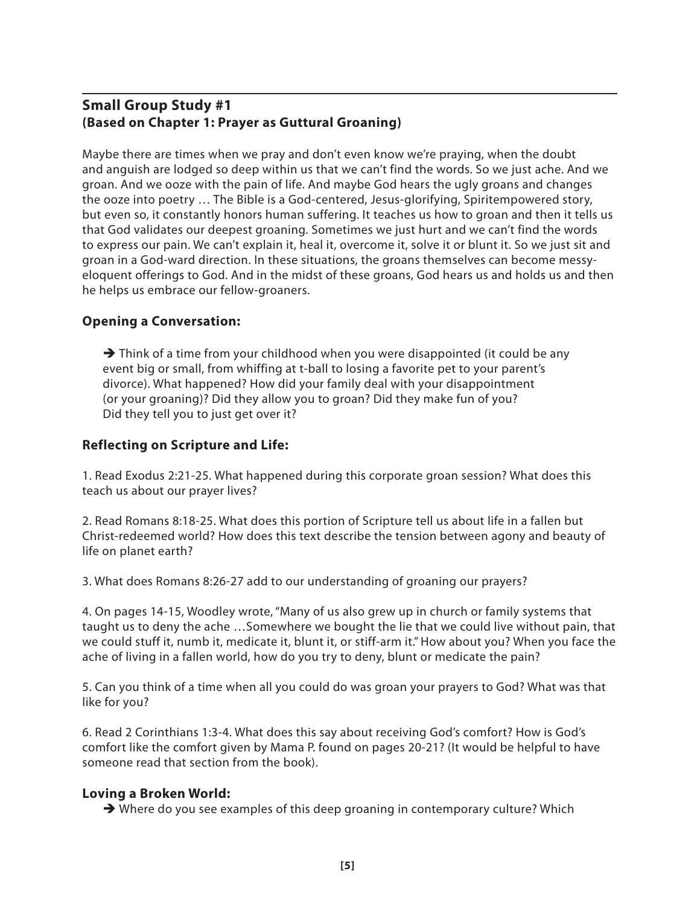## Small Group Study #1
## (Based on Chapter 1: Prayer as Guttural Groaning)

Maybe there are times when we pray and don't even know we're praying, when the doubt and anguish are lodged so deep within us that we can't find the words. So we just ache. And we groan. And we ooze with the pain of life. And maybe God hears the ugly groans and changes the ooze into poetry … The Bible is a God-centered, Jesus-glorifying, Spiritempowered story, but even so, it constantly honors human suffering. It teaches us how to groan and then it tells us that God validates our deepest groaning. Sometimes we just hurt and we can't find the words to express our pain. We can't explain it, heal it, overcome it, solve it or blunt it. So we just sit and groan in a God-ward direction. In these situations, the groans themselves can become messy-eloquent offerings to God. And in the midst of these groans, God hears us and holds us and then he helps us embrace our fellow-groaners.

### Opening a Conversation:

➔ Think of a time from your childhood when you were disappointed (it could be any event big or small, from whiffing at t-ball to losing a favorite pet to your parent's divorce). What happened? How did your family deal with your disappointment (or your groaning)? Did they allow you to groan? Did they make fun of you? Did they tell you to just get over it?

### Reflecting on Scripture and Life:

1. Read Exodus 2:21-25. What happened during this corporate groan session? What does this teach us about our prayer lives?

2. Read Romans 8:18-25. What does this portion of Scripture tell us about life in a fallen but Christ-redeemed world? How does this text describe the tension between agony and beauty of life on planet earth?

3. What does Romans 8:26-27 add to our understanding of groaning our prayers?

4. On pages 14-15, Woodley wrote, "Many of us also grew up in church or family systems that taught us to deny the ache …Somewhere we bought the lie that we could live without pain, that we could stuff it, numb it, medicate it, blunt it, or stiff-arm it." How about you? When you face the ache of living in a fallen world, how do you try to deny, blunt or medicate the pain?

5. Can you think of a time when all you could do was groan your prayers to God? What was that like for you?

6. Read 2 Corinthians 1:3-4. What does this say about receiving God's comfort? How is God's comfort like the comfort given by Mama P. found on pages 20-21? (It would be helpful to have someone read that section from the book).

### Loving a Broken World:

➔ Where do you see examples of this deep groaning in contemporary culture? Which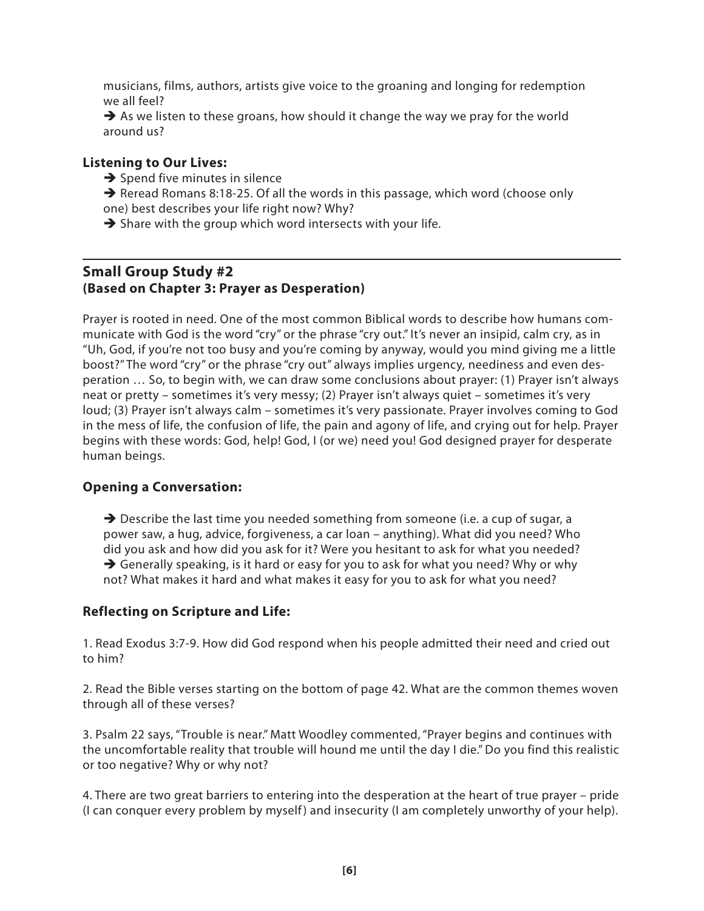musicians, films, authors, artists give voice to the groaning and longing for redemption we all feel?

➔ As we listen to these groans, how should it change the way we pray for the world around us?

**Listening to Our Lives:**

➔ Spend five minutes in silence

➔ Reread Romans 8:18-25. Of all the words in this passage, which word (choose only one) best describes your life right now? Why?

➔ Share with the group which word intersects with your life.

---

## Small Group Study #2
## (Based on Chapter 3: Prayer as Desperation)

Prayer is rooted in need. One of the most common Biblical words to describe how humans communicate with God is the word "cry" or the phrase "cry out." It's never an insipid, calm cry, as in "Uh, God, if you're not too busy and you're coming by anyway, would you mind giving me a little boost?" The word "cry" or the phrase "cry out" always implies urgency, neediness and even desperation … So, to begin with, we can draw some conclusions about prayer: (1) Prayer isn't always neat or pretty – sometimes it's very messy; (2) Prayer isn't always quiet – sometimes it's very loud; (3) Prayer isn't always calm – sometimes it's very passionate. Prayer involves coming to God in the mess of life, the confusion of life, the pain and agony of life, and crying out for help. Prayer begins with these words: God, help! God, I (or we) need you! God designed prayer for desperate human beings.

### Opening a Conversation:

➔ Describe the last time you needed something from someone (i.e. a cup of sugar, a power saw, a hug, advice, forgiveness, a car loan – anything). What did you need? Who did you ask and how did you ask for it? Were you hesitant to ask for what you needed?

➔ Generally speaking, is it hard or easy for you to ask for what you need? Why or why not? What makes it hard and what makes it easy for you to ask for what you need?

### Reflecting on Scripture and Life:

1. Read Exodus 3:7-9. How did God respond when his people admitted their need and cried out to him?

2. Read the Bible verses starting on the bottom of page 42. What are the common themes woven through all of these verses?

3. Psalm 22 says, "Trouble is near." Matt Woodley commented, "Prayer begins and continues with the uncomfortable reality that trouble will hound me until the day I die." Do you find this realistic or too negative? Why or why not?

4. There are two great barriers to entering into the desperation at the heart of true prayer – pride (I can conquer every problem by myself) and insecurity (I am completely unworthy of your help).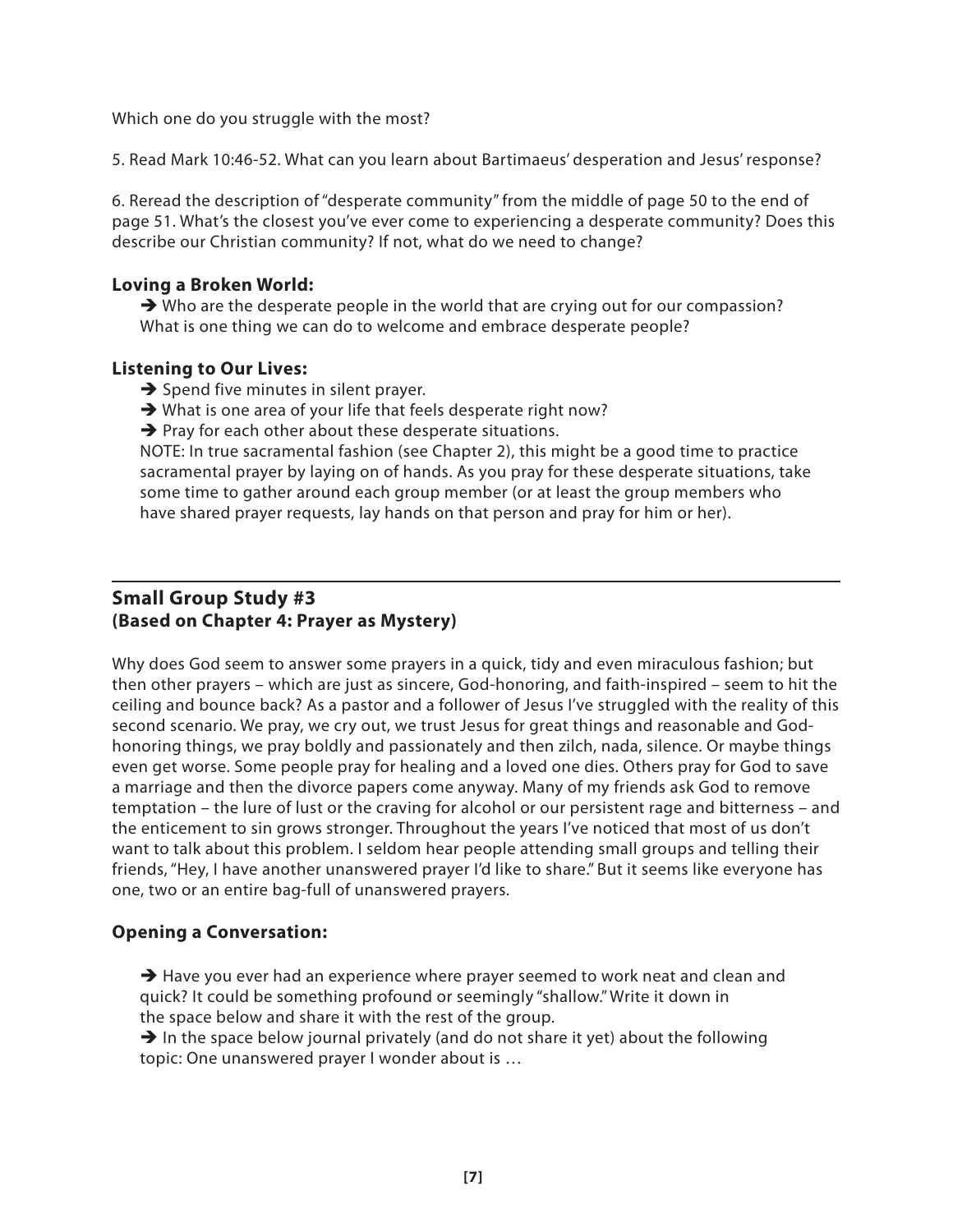Which one do you struggle with the most?

5. Read Mark 10:46-52. What can you learn about Bartimaeus' desperation and Jesus' response?

6. Reread the description of "desperate community" from the middle of page 50 to the end of page 51. What's the closest you've ever come to experiencing a desperate community? Does this describe our Christian community? If not, what do we need to change?

### Loving a Broken World:

➔ Who are the desperate people in the world that are crying out for our compassion? What is one thing we can do to welcome and embrace desperate people?

### Listening to Our Lives:

➔ Spend five minutes in silent prayer.

➔ What is one area of your life that feels desperate right now?

➔ Pray for each other about these desperate situations.

NOTE: In true sacramental fashion (see Chapter 2), this might be a good time to practice sacramental prayer by laying on of hands. As you pray for these desperate situations, take some time to gather around each group member (or at least the group members who have shared prayer requests, lay hands on that person and pray for him or her).

---

## Small Group Study #3
## (Based on Chapter 4: Prayer as Mystery)

Why does God seem to answer some prayers in a quick, tidy and even miraculous fashion; but then other prayers – which are just as sincere, God-honoring, and faith-inspired – seem to hit the ceiling and bounce back? As a pastor and a follower of Jesus I've struggled with the reality of this second scenario. We pray, we cry out, we trust Jesus for great things and reasonable and God-honoring things, we pray boldly and passionately and then zilch, nada, silence. Or maybe things even get worse. Some people pray for healing and a loved one dies. Others pray for God to save a marriage and then the divorce papers come anyway. Many of my friends ask God to remove temptation – the lure of lust or the craving for alcohol or our persistent rage and bitterness – and the enticement to sin grows stronger. Throughout the years I've noticed that most of us don't want to talk about this problem. I seldom hear people attending small groups and telling their friends, "Hey, I have another unanswered prayer I'd like to share." But it seems like everyone has one, two or an entire bag-full of unanswered prayers.

### Opening a Conversation:

➔ Have you ever had an experience where prayer seemed to work neat and clean and quick? It could be something profound or seemingly "shallow." Write it down in the space below and share it with the rest of the group.

➔ In the space below journal privately (and do not share it yet) about the following topic: One unanswered prayer I wonder about is …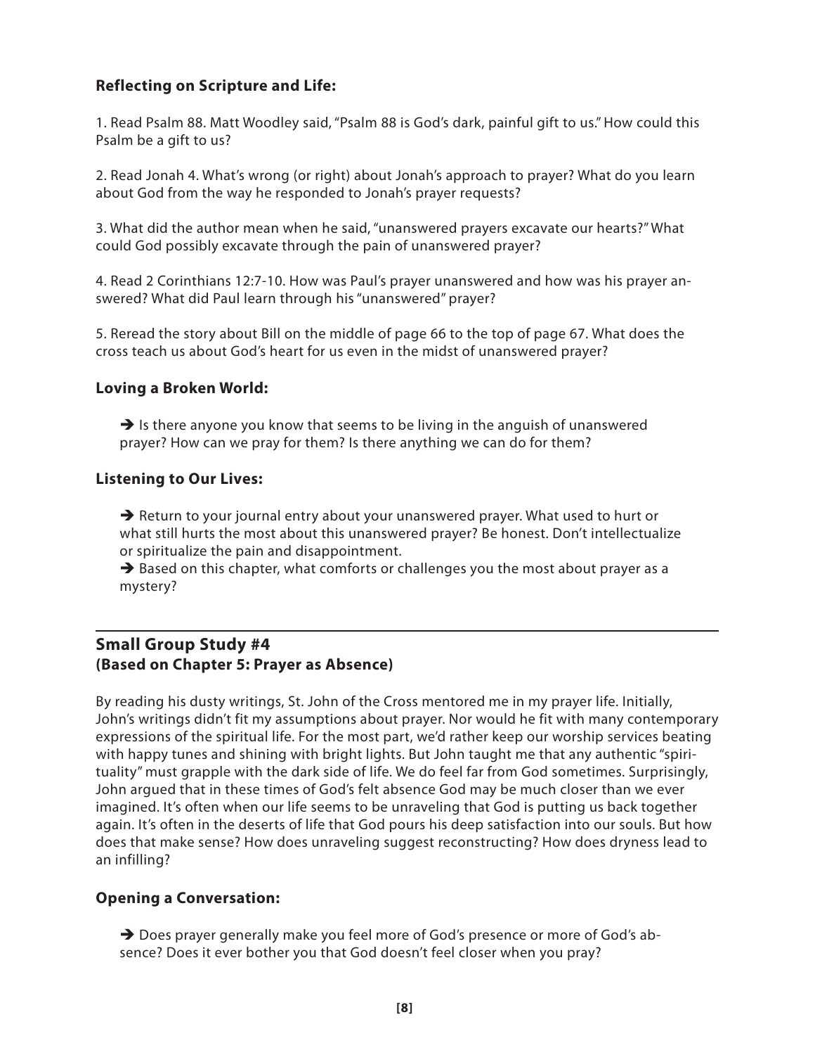### Reflecting on Scripture and Life:

1. Read Psalm 88. Matt Woodley said, "Psalm 88 is God's dark, painful gift to us." How could this Psalm be a gift to us?

2. Read Jonah 4. What's wrong (or right) about Jonah's approach to prayer? What do you learn about God from the way he responded to Jonah's prayer requests?

3. What did the author mean when he said, "unanswered prayers excavate our hearts?" What could God possibly excavate through the pain of unanswered prayer?

4. Read 2 Corinthians 12:7-10. How was Paul's prayer unanswered and how was his prayer answered? What did Paul learn through his "unanswered" prayer?

5. Reread the story about Bill on the middle of page 66 to the top of page 67. What does the cross teach us about God's heart for us even in the midst of unanswered prayer?

### Loving a Broken World:

➔ Is there anyone you know that seems to be living in the anguish of unanswered prayer? How can we pray for them? Is there anything we can do for them?

### Listening to Our Lives:

➔ Return to your journal entry about your unanswered prayer. What used to hurt or what still hurts the most about this unanswered prayer? Be honest. Don't intellectualize or spiritualize the pain and disappointment.

➔ Based on this chapter, what comforts or challenges you the most about prayer as a mystery?

---

## Small Group Study #4
## (Based on Chapter 5: Prayer as Absence)

By reading his dusty writings, St. John of the Cross mentored me in my prayer life. Initially, John's writings didn't fit my assumptions about prayer. Nor would he fit with many contemporary expressions of the spiritual life. For the most part, we'd rather keep our worship services beating with happy tunes and shining with bright lights. But John taught me that any authentic "spirituality" must grapple with the dark side of life. We do feel far from God sometimes. Surprisingly, John argued that in these times of God's felt absence God may be much closer than we ever imagined. It's often when our life seems to be unraveling that God is putting us back together again. It's often in the deserts of life that God pours his deep satisfaction into our souls. But how does that make sense? How does unraveling suggest reconstructing? How does dryness lead to an infilling?

### Opening a Conversation:

➔ Does prayer generally make you feel more of God's presence or more of God's absence? Does it ever bother you that God doesn't feel closer when you pray?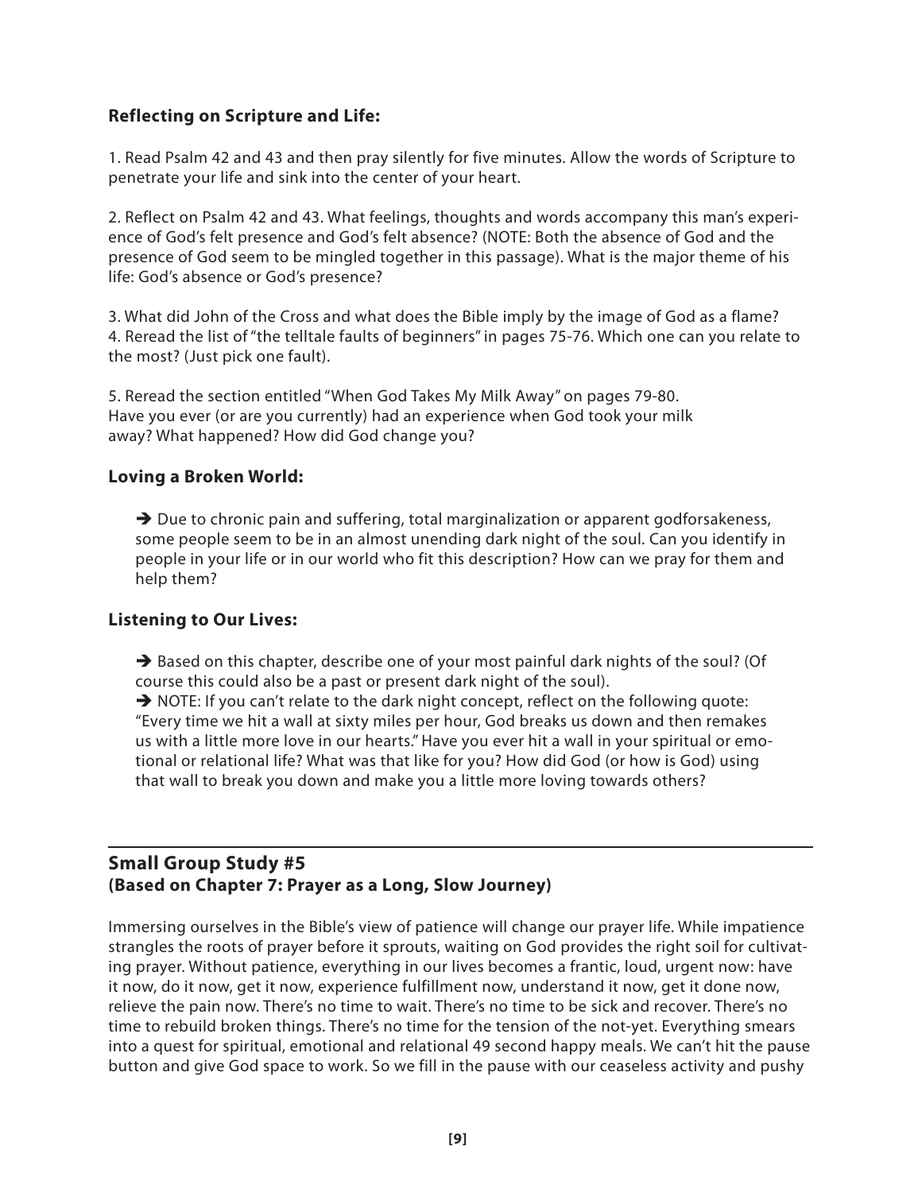### Reflecting on Scripture and Life:

1. Read Psalm 42 and 43 and then pray silently for five minutes. Allow the words of Scripture to penetrate your life and sink into the center of your heart.

2. Reflect on Psalm 42 and 43. What feelings, thoughts and words accompany this man's experience of God's felt presence and God's felt absence? (NOTE: Both the absence of God and the presence of God seem to be mingled together in this passage). What is the major theme of his life: God's absence or God's presence?

3. What did John of the Cross and what does the Bible imply by the image of God as a flame?

4. Reread the list of "the telltale faults of beginners" in pages 75-76. Which one can you relate to the most? (Just pick one fault).

5. Reread the section entitled "When God Takes My Milk Away" on pages 79-80. Have you ever (or are you currently) had an experience when God took your milk away? What happened? How did God change you?

### Loving a Broken World:

➔ Due to chronic pain and suffering, total marginalization or apparent godforsakeness, some people seem to be in an almost unending dark night of the soul. Can you identify in people in your life or in our world who fit this description? How can we pray for them and help them?

### Listening to Our Lives:

➔ Based on this chapter, describe one of your most painful dark nights of the soul? (Of course this could also be a past or present dark night of the soul).

➔ NOTE: If you can't relate to the dark night concept, reflect on the following quote: "Every time we hit a wall at sixty miles per hour, God breaks us down and then remakes us with a little more love in our hearts." Have you ever hit a wall in your spiritual or emotional or relational life? What was that like for you? How did God (or how is God) using that wall to break you down and make you a little more loving towards others?

---

## Small Group Study #5
## (Based on Chapter 7: Prayer as a Long, Slow Journey)

Immersing ourselves in the Bible's view of patience will change our prayer life. While impatience strangles the roots of prayer before it sprouts, waiting on God provides the right soil for cultivating prayer. Without patience, everything in our lives becomes a frantic, loud, urgent now: have it now, do it now, get it now, experience fulfillment now, understand it now, get it done now, relieve the pain now. There's no time to wait. There's no time to be sick and recover. There's no time to rebuild broken things. There's no time for the tension of the not-yet. Everything smears into a quest for spiritual, emotional and relational 49 second happy meals. We can't hit the pause button and give God space to work. So we fill in the pause with our ceaseless activity and pushy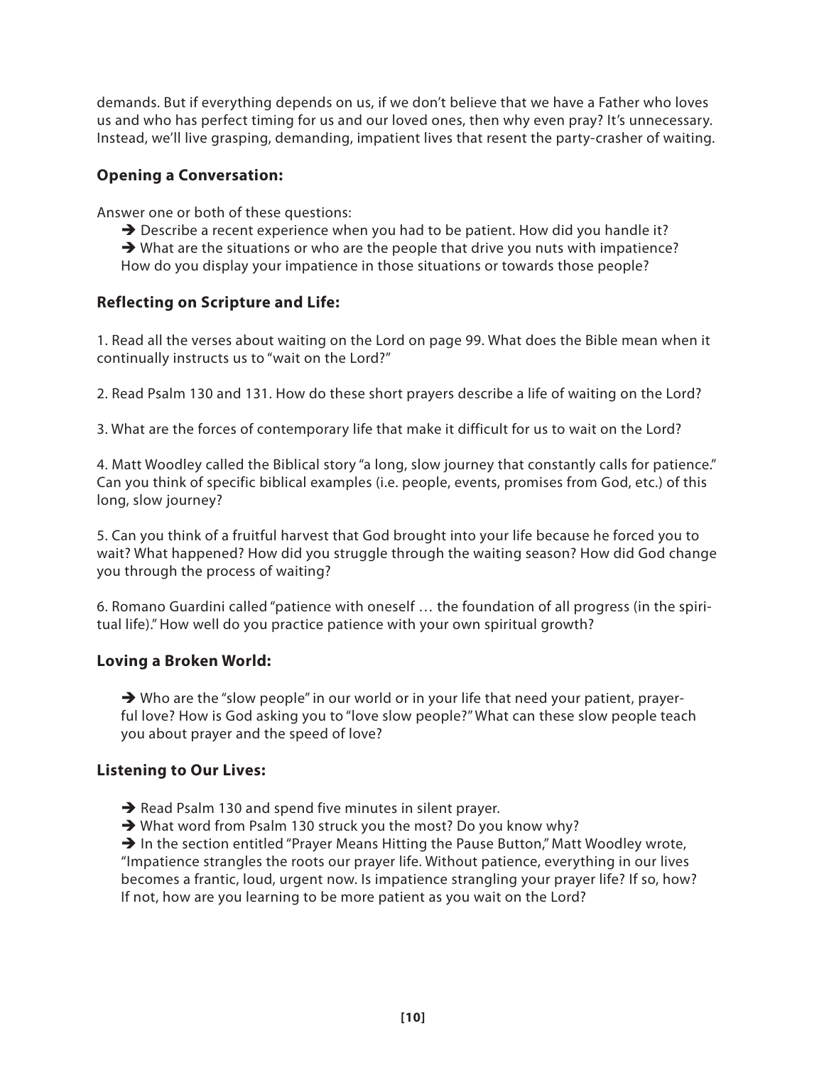demands. But if everything depends on us, if we don't believe that we have a Father who loves us and who has perfect timing for us and our loved ones, then why even pray? It's unnecessary. Instead, we'll live grasping, demanding, impatient lives that resent the party-crasher of waiting.

### Opening a Conversation:

Answer one or both of these questions:

- ➔ Describe a recent experience when you had to be patient. How did you handle it?
- ➔ What are the situations or who are the people that drive you nuts with impatience? How do you display your impatience in those situations or towards those people?

### Reflecting on Scripture and Life:

1. Read all the verses about waiting on the Lord on page 99. What does the Bible mean when it continually instructs us to "wait on the Lord?"

2. Read Psalm 130 and 131. How do these short prayers describe a life of waiting on the Lord?

3. What are the forces of contemporary life that make it difficult for us to wait on the Lord?

4. Matt Woodley called the Biblical story "a long, slow journey that constantly calls for patience." Can you think of specific biblical examples (i.e. people, events, promises from God, etc.) of this long, slow journey?

5. Can you think of a fruitful harvest that God brought into your life because he forced you to wait? What happened? How did you struggle through the waiting season? How did God change you through the process of waiting?

6. Romano Guardini called "patience with oneself … the foundation of all progress (in the spiritual life)." How well do you practice patience with your own spiritual growth?

### Loving a Broken World:

- ➔ Who are the "slow people" in our world or in your life that need your patient, prayerful love? How is God asking you to "love slow people?" What can these slow people teach you about prayer and the speed of love?

### Listening to Our Lives:

- ➔ Read Psalm 130 and spend five minutes in silent prayer.
- ➔ What word from Psalm 130 struck you the most? Do you know why?
- ➔ In the section entitled "Prayer Means Hitting the Pause Button," Matt Woodley wrote, "Impatience strangles the roots our prayer life. Without patience, everything in our lives becomes a frantic, loud, urgent now. Is impatience strangling your prayer life? If so, how? If not, how are you learning to be more patient as you wait on the Lord?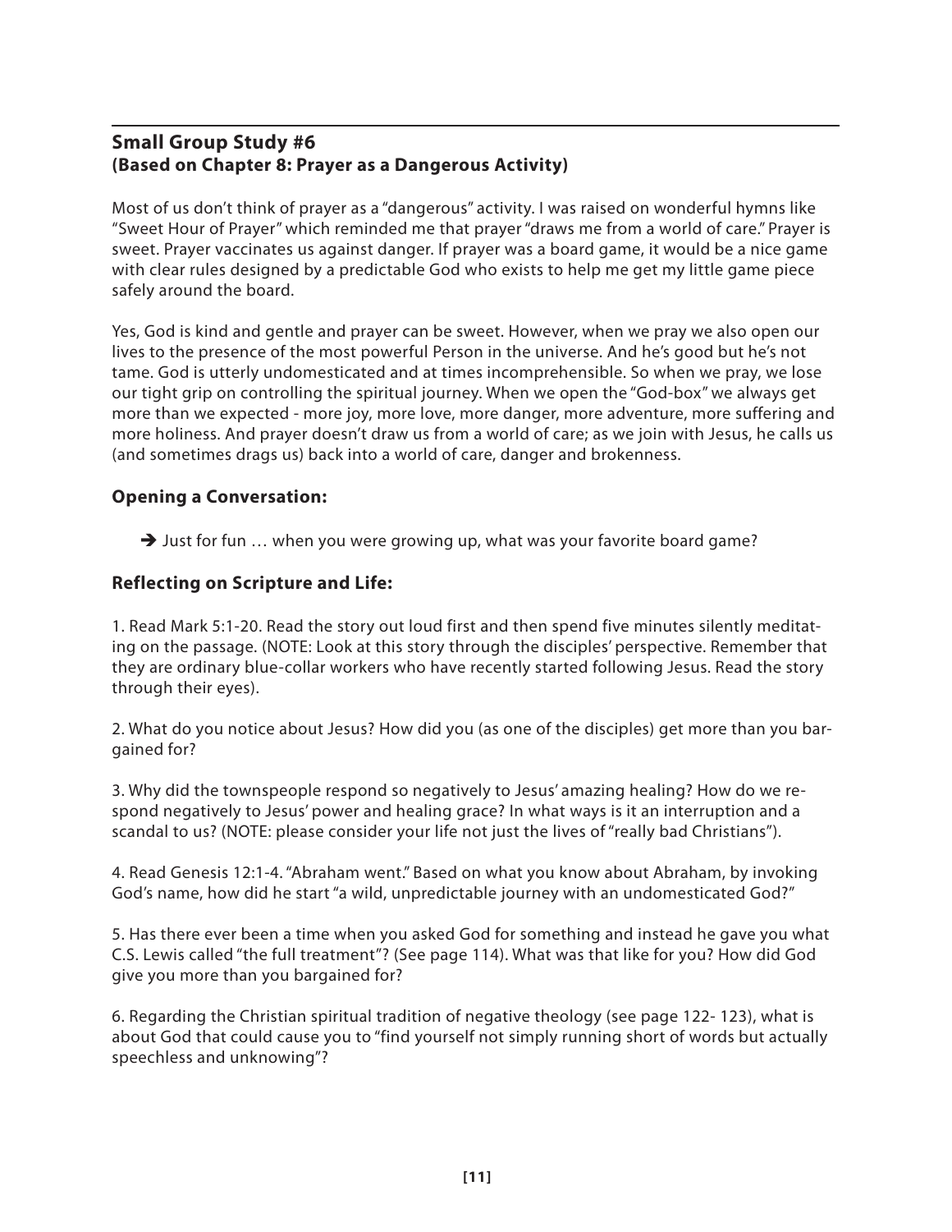## Small Group Study #6
## (Based on Chapter 8: Prayer as a Dangerous Activity)

Most of us don't think of prayer as a "dangerous" activity. I was raised on wonderful hymns like "Sweet Hour of Prayer" which reminded me that prayer "draws me from a world of care." Prayer is sweet. Prayer vaccinates us against danger. If prayer was a board game, it would be a nice game with clear rules designed by a predictable God who exists to help me get my little game piece safely around the board.

Yes, God is kind and gentle and prayer can be sweet. However, when we pray we also open our lives to the presence of the most powerful Person in the universe. And he's good but he's not tame. God is utterly undomesticated and at times incomprehensible. So when we pray, we lose our tight grip on controlling the spiritual journey. When we open the "God-box" we always get more than we expected - more joy, more love, more danger, more adventure, more suffering and more holiness. And prayer doesn't draw us from a world of care; as we join with Jesus, he calls us (and sometimes drags us) back into a world of care, danger and brokenness.

### Opening a Conversation:

➔ Just for fun … when you were growing up, what was your favorite board game?

### Reflecting on Scripture and Life:

1. Read Mark 5:1-20. Read the story out loud first and then spend five minutes silently meditating on the passage. (NOTE: Look at this story through the disciples' perspective. Remember that they are ordinary blue-collar workers who have recently started following Jesus. Read the story through their eyes).

2. What do you notice about Jesus? How did you (as one of the disciples) get more than you bargained for?

3. Why did the townspeople respond so negatively to Jesus' amazing healing? How do we respond negatively to Jesus' power and healing grace? In what ways is it an interruption and a scandal to us? (NOTE: please consider your life not just the lives of "really bad Christians").

4. Read Genesis 12:1-4. "Abraham went." Based on what you know about Abraham, by invoking God's name, how did he start "a wild, unpredictable journey with an undomesticated God?"

5. Has there ever been a time when you asked God for something and instead he gave you what C.S. Lewis called "the full treatment"? (See page 114). What was that like for you? How did God give you more than you bargained for?

6. Regarding the Christian spiritual tradition of negative theology (see page 122- 123), what is about God that could cause you to "find yourself not simply running short of words but actually speechless and unknowing"?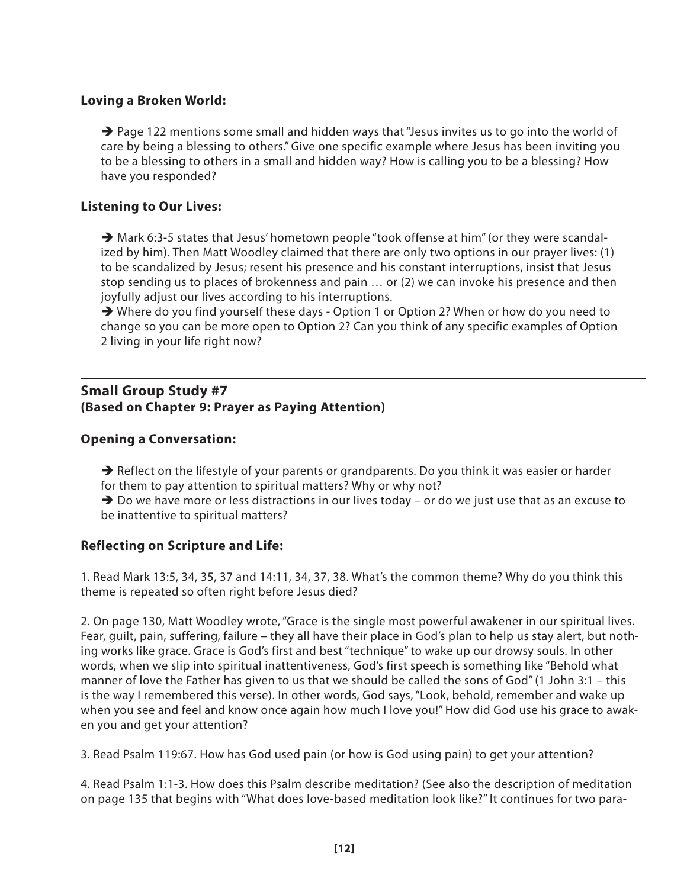### Loving a Broken World:

➔ Page 122 mentions some small and hidden ways that "Jesus invites us to go into the world of care by being a blessing to others." Give one specific example where Jesus has been inviting you to be a blessing to others in a small and hidden way? How is calling you to be a blessing? How have you responded?

### Listening to Our Lives:

➔ Mark 6:3-5 states that Jesus' hometown people "took offense at him" (or they were scandalized by him). Then Matt Woodley claimed that there are only two options in our prayer lives: (1) to be scandalized by Jesus; resent his presence and his constant interruptions, insist that Jesus stop sending us to places of brokenness and pain … or (2) we can invoke his presence and then joyfully adjust our lives according to his interruptions.
➔ Where do you find yourself these days - Option 1 or Option 2? When or how do you need to change so you can be more open to Option 2? Can you think of any specific examples of Option 2 living in your life right now?

---

## Small Group Study #7
## (Based on Chapter 9: Prayer as Paying Attention)

### Opening a Conversation:

➔ Reflect on the lifestyle of your parents or grandparents. Do you think it was easier or harder for them to pay attention to spiritual matters? Why or why not?
➔ Do we have more or less distractions in our lives today – or do we just use that as an excuse to be inattentive to spiritual matters?

### Reflecting on Scripture and Life:

1. Read Mark 13:5, 34, 35, 37 and 14:11, 34, 37, 38. What's the common theme? Why do you think this theme is repeated so often right before Jesus died?

2. On page 130, Matt Woodley wrote, "Grace is the single most powerful awakener in our spiritual lives. Fear, guilt, pain, suffering, failure – they all have their place in God's plan to help us stay alert, but nothing works like grace. Grace is God's first and best "technique" to wake up our drowsy souls. In other words, when we slip into spiritual inattentiveness, God's first speech is something like "Behold what manner of love the Father has given to us that we should be called the sons of God" (1 John 3:1 – this is the way I remembered this verse). In other words, God says, "Look, behold, remember and wake up when you see and feel and know once again how much I love you!" How did God use his grace to awaken you and get your attention?

3. Read Psalm 119:67. How has God used pain (or how is God using pain) to get your attention?

4. Read Psalm 1:1-3. How does this Psalm describe meditation? (See also the description of meditation on page 135 that begins with "What does love-based meditation look like?" It continues for two para-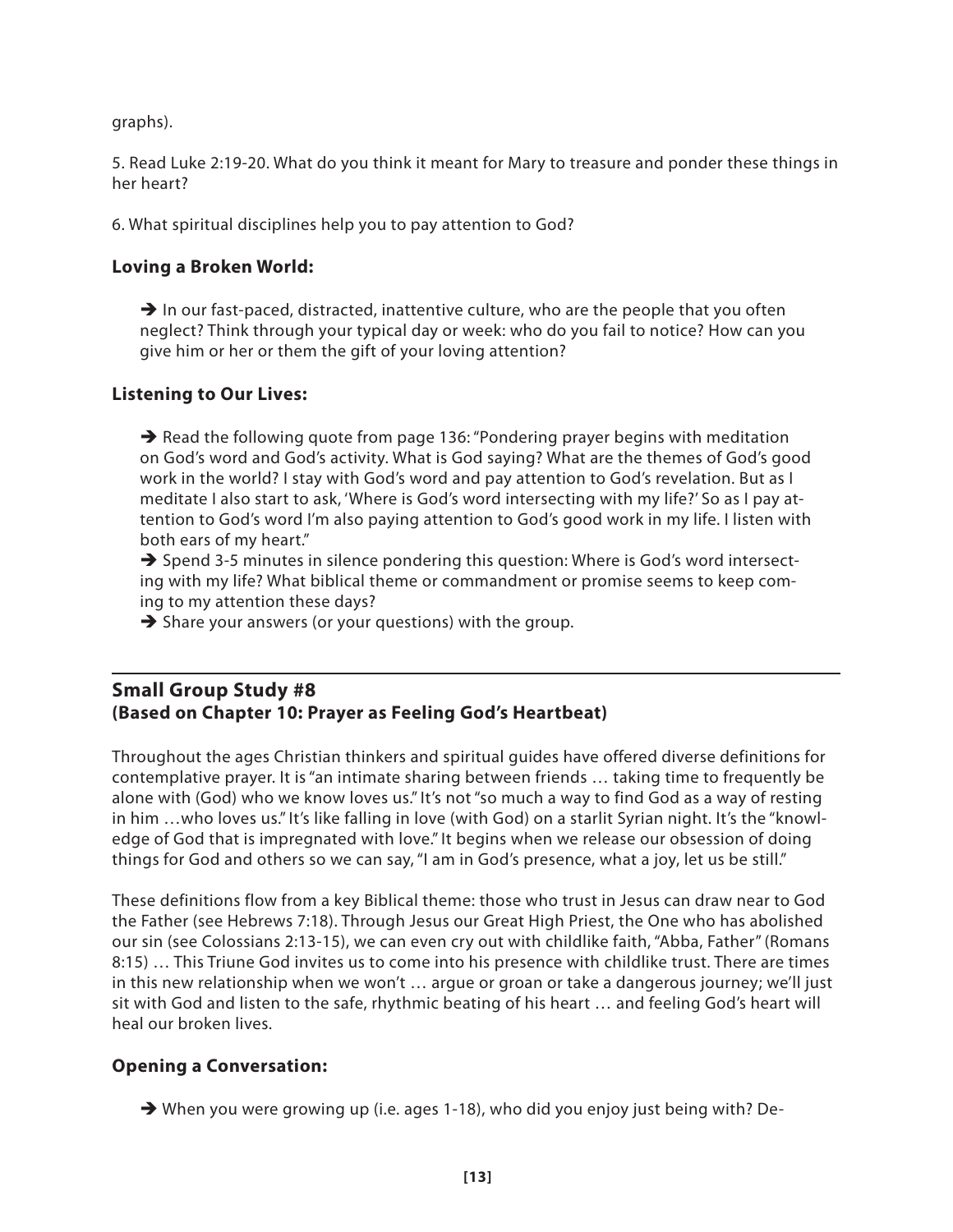graphs).

5. Read Luke 2:19-20. What do you think it meant for Mary to treasure and ponder these things in her heart?

6. What spiritual disciplines help you to pay attention to God?

### Loving a Broken World:

➔ In our fast-paced, distracted, inattentive culture, who are the people that you often neglect? Think through your typical day or week: who do you fail to notice? How can you give him or her or them the gift of your loving attention?

### Listening to Our Lives:

➔ Read the following quote from page 136: "Pondering prayer begins with meditation on God's word and God's activity. What is God saying? What are the themes of God's good work in the world? I stay with God's word and pay attention to God's revelation. But as I meditate I also start to ask, 'Where is God's word intersecting with my life?' So as I pay attention to God's word I'm also paying attention to God's good work in my life. I listen with both ears of my heart."

➔ Spend 3-5 minutes in silence pondering this question: Where is God's word intersecting with my life? What biblical theme or commandment or promise seems to keep coming to my attention these days?

➔ Share your answers (or your questions) with the group.

---

## Small Group Study #8
## (Based on Chapter 10: Prayer as Feeling God's Heartbeat)

Throughout the ages Christian thinkers and spiritual guides have offered diverse definitions for contemplative prayer. It is "an intimate sharing between friends … taking time to frequently be alone with (God) who we know loves us." It's not "so much a way to find God as a way of resting in him …who loves us." It's like falling in love (with God) on a starlit Syrian night. It's the "knowledge of God that is impregnated with love." It begins when we release our obsession of doing things for God and others so we can say, "I am in God's presence, what a joy, let us be still."

These definitions flow from a key Biblical theme: those who trust in Jesus can draw near to God the Father (see Hebrews 7:18). Through Jesus our Great High Priest, the One who has abolished our sin (see Colossians 2:13-15), we can even cry out with childlike faith, "Abba, Father" (Romans 8:15) … This Triune God invites us to come into his presence with childlike trust. There are times in this new relationship when we won't … argue or groan or take a dangerous journey; we'll just sit with God and listen to the safe, rhythmic beating of his heart … and feeling God's heart will heal our broken lives.

### Opening a Conversation:

➔ When you were growing up (i.e. ages 1-18), who did you enjoy just being with? De-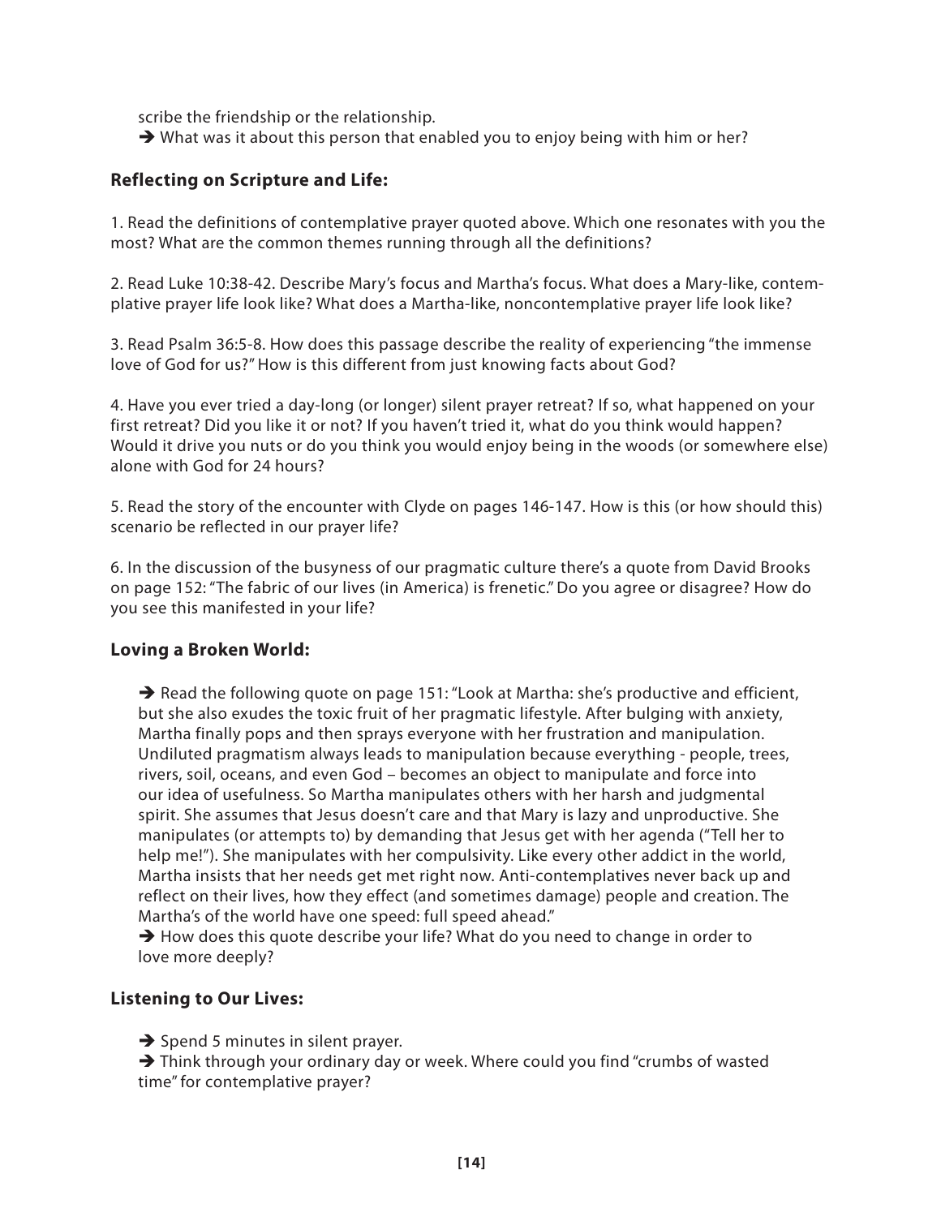scribe the friendship or the relationship.

➔ What was it about this person that enabled you to enjoy being with him or her?

### Reflecting on Scripture and Life:

1. Read the definitions of contemplative prayer quoted above. Which one resonates with you the most? What are the common themes running through all the definitions?

2. Read Luke 10:38-42. Describe Mary's focus and Martha's focus. What does a Mary-like, contemplative prayer life look like? What does a Martha-like, noncontemplative prayer life look like?

3. Read Psalm 36:5-8. How does this passage describe the reality of experiencing "the immense love of God for us?" How is this different from just knowing facts about God?

4. Have you ever tried a day-long (or longer) silent prayer retreat? If so, what happened on your first retreat? Did you like it or not? If you haven't tried it, what do you think would happen? Would it drive you nuts or do you think you would enjoy being in the woods (or somewhere else) alone with God for 24 hours?

5. Read the story of the encounter with Clyde on pages 146-147. How is this (or how should this) scenario be reflected in our prayer life?

6. In the discussion of the busyness of our pragmatic culture there's a quote from David Brooks on page 152: "The fabric of our lives (in America) is frenetic." Do you agree or disagree? How do you see this manifested in your life?

### Loving a Broken World:

➔ Read the following quote on page 151: "Look at Martha: she's productive and efficient, but she also exudes the toxic fruit of her pragmatic lifestyle. After bulging with anxiety, Martha finally pops and then sprays everyone with her frustration and manipulation. Undiluted pragmatism always leads to manipulation because everything - people, trees, rivers, soil, oceans, and even God – becomes an object to manipulate and force into our idea of usefulness. So Martha manipulates others with her harsh and judgmental spirit. She assumes that Jesus doesn't care and that Mary is lazy and unproductive. She manipulates (or attempts to) by demanding that Jesus get with her agenda ("Tell her to help me!"). She manipulates with her compulsivity. Like every other addict in the world, Martha insists that her needs get met right now. Anti-contemplatives never back up and reflect on their lives, how they effect (and sometimes damage) people and creation. The Martha's of the world have one speed: full speed ahead."

➔ How does this quote describe your life? What do you need to change in order to love more deeply?

### Listening to Our Lives:

➔ Spend 5 minutes in silent prayer.

➔ Think through your ordinary day or week. Where could you find "crumbs of wasted time" for contemplative prayer?